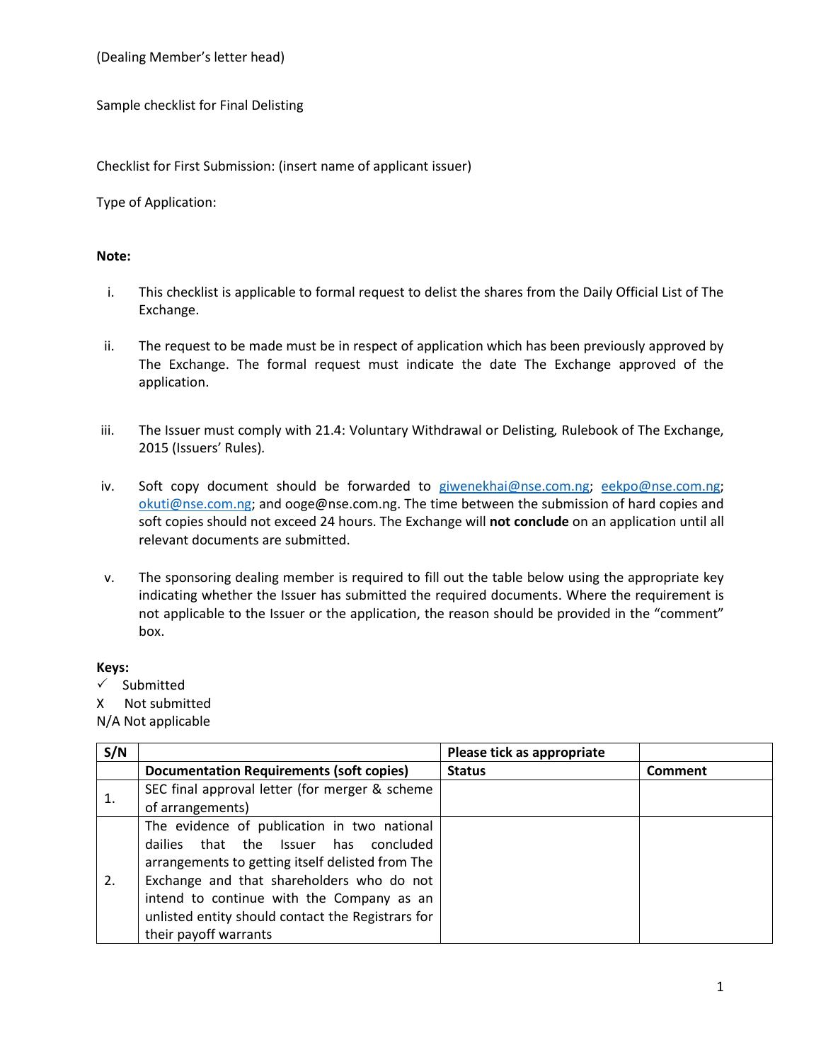(Dealing Member's letter head)

Sample checklist for Final Delisting

Checklist for First Submission: (insert name of applicant issuer)

Type of Application:

**Note:**

i. This checklist is applicable to formal request to delist the shares from the Daily Official List of The Exchange.

ii. The request to be made must be in respect of application which has been previously approved by The Exchange. The formal request must indicate the date The Exchange approved of the application.

iii. The Issuer must comply with 21.4: Voluntary Withdrawal or Delisting, Rulebook of The Exchange, 2015 (Issuers' Rules).

iv. Soft copy document should be forwarded to giwenekhai@nse.com.ng; eekpo@nse.com.ng; okuti@nse.com.ng; and ooge@nse.com.ng. The time between the submission of hard copies and soft copies should not exceed 24 hours. The Exchange will **not conclude** on an application until all relevant documents are submitted.

v. The sponsoring dealing member is required to fill out the table below using the appropriate key indicating whether the Issuer has submitted the required documents. Where the requirement is not applicable to the Issuer or the application, the reason should be provided in the "comment" box.

**Keys:**

✓ Submitted

X Not submitted

N/A Not applicable

| **S/N** | | **Please tick as appropriate** | |
|---|---|---|---|
| | **Documentation Requirements (soft copies)** | **Status** | **Comment** |
| 1. | SEC final approval letter (for merger & scheme of arrangements) | | |
| 2. | The evidence of publication in two national dailies that the Issuer has concluded arrangements to getting itself delisted from The Exchange and that shareholders who do not intend to continue with the Company as an unlisted entity should contact the Registrars for their payoff warrants | | |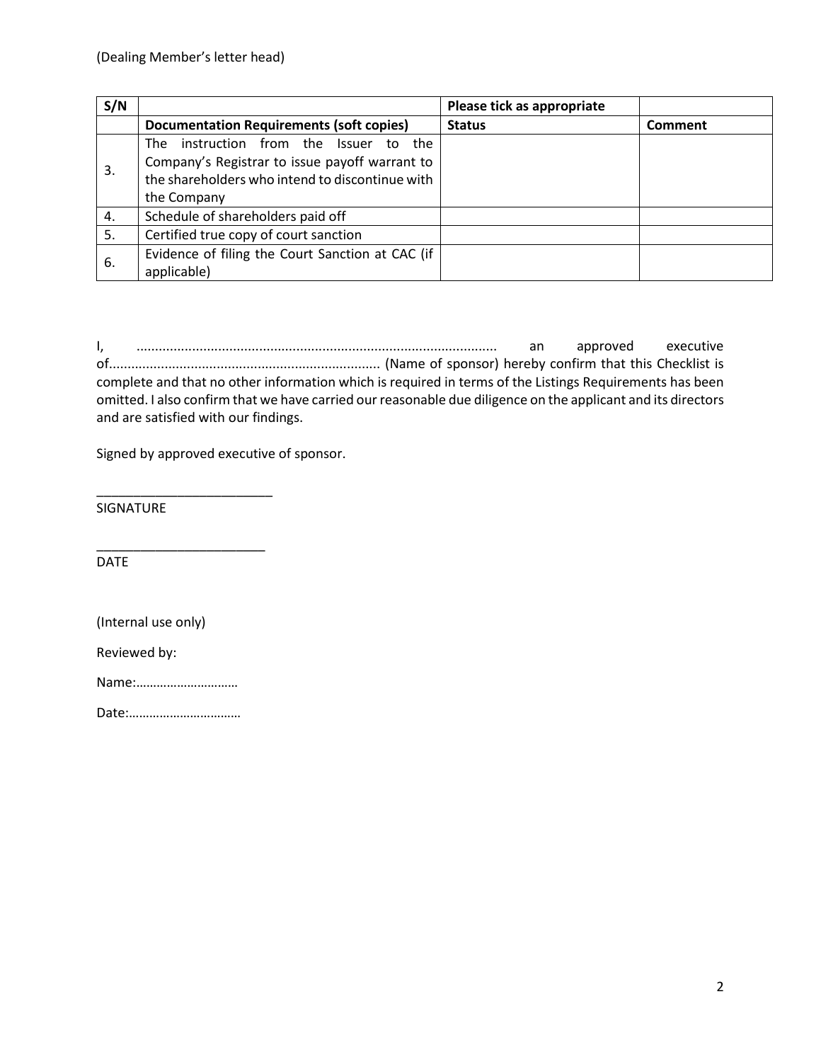(Dealing Member's letter head)

| S/N | | Please tick as appropriate | |
|---|---|---|---|
| | **Documentation Requirements (soft copies)** | **Status** | **Comment** |
| 3. | The instruction from the Issuer to the Company's Registrar to issue payoff warrant to the shareholders who intend to discontinue with the Company | | |
| 4. | Schedule of shareholders paid off | | |
| 5. | Certified true copy of court sanction | | |
| 6. | Evidence of filing the Court Sanction at CAC (if applicable) | | |

I, ................................................................................................ an approved executive of......................................................................... (Name of sponsor) hereby confirm that this Checklist is complete and that no other information which is required in terms of the Listings Requirements has been omitted. I also confirm that we have carried our reasonable due diligence on the applicant and its directors and are satisfied with our findings.

Signed by approved executive of sponsor.

_________________________
SIGNATURE

________________________
DATE

(Internal use only)

Reviewed by:

Name:………………………..

Date:……………………………